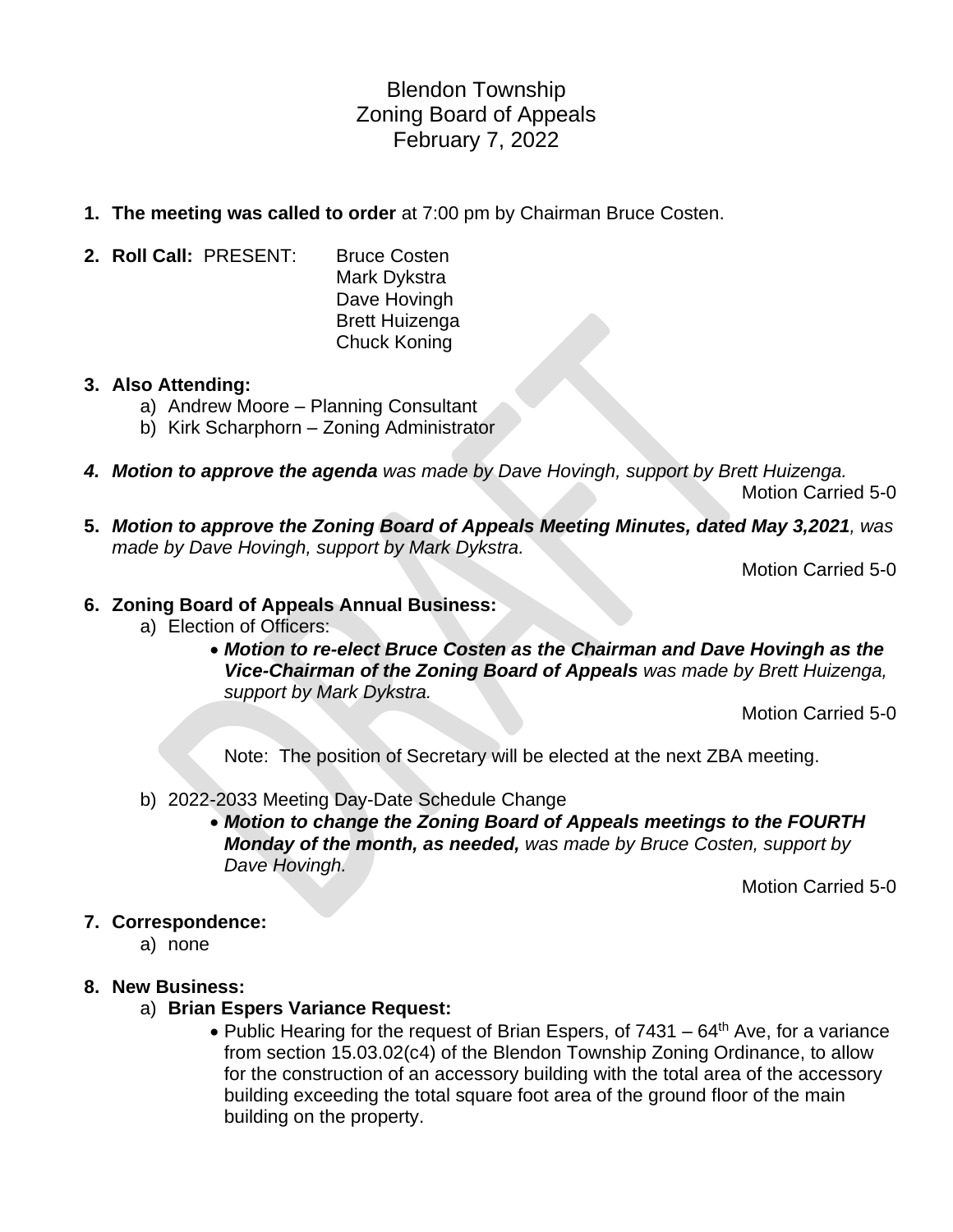# Blendon Township
## Zoning Board of Appeals
### February 7, 2022

1. **The meeting was called to order** at 7:00 pm by Chairman Bruce Costen.

2. **Roll Call:** PRESENT: Bruce Costen
   Mark Dykstra
   Dave Hovingh
   Brett Huizenga
   Chuck Koning

3. **Also Attending:**
   a) Andrew Moore – Planning Consultant
   b) Kirk Scharphorn – Zoning Administrator

4. ***Motion to approve the agenda*** *was made by Dave Hovingh, support by Brett Huizenga.*
   Motion Carried 5-0

5. ***Motion to approve the Zoning Board of Appeals Meeting Minutes, dated May 3,2021****, was made by Dave Hovingh, support by Mark Dykstra.*
   Motion Carried 5-0

6. **Zoning Board of Appeals Annual Business:**
   a) Election of Officers:
      - ***Motion to re-elect Bruce Costen as the Chairman and Dave Hovingh as the Vice-Chairman of the Zoning Board of Appeals*** *was made by Brett Huizenga, support by Mark Dykstra.*
        Motion Carried 5-0

      Note: The position of Secretary will be elected at the next ZBA meeting.

   b) 2022-2033 Meeting Day-Date Schedule Change
      - ***Motion to change the Zoning Board of Appeals meetings to the FOURTH Monday of the month, as needed,*** *was made by Bruce Costen, support by Dave Hovingh.*
        Motion Carried 5-0

7. **Correspondence:**
   a) none

8. **New Business:**
   a) **Brian Espers Variance Request:**
      - Public Hearing for the request of Brian Espers, of 7431 – 64th Ave, for a variance from section 15.03.02(c4) of the Blendon Township Zoning Ordinance, to allow for the construction of an accessory building with the total area of the accessory building exceeding the total square foot area of the ground floor of the main building on the property.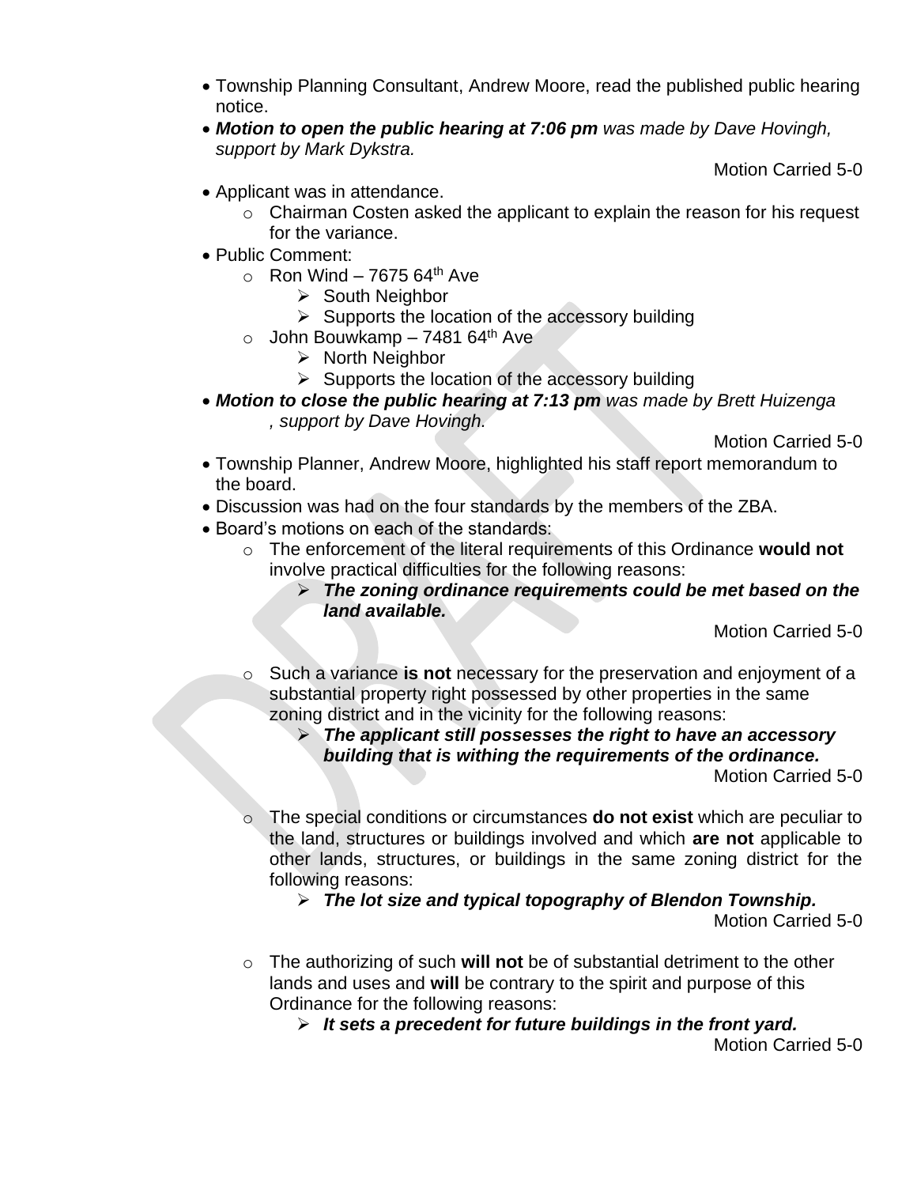- Township Planning Consultant, Andrew Moore, read the published public hearing notice.
- ***Motion to open the public hearing at 7:06 pm** was made by Dave Hovingh, support by Mark Dykstra.*

  Motion Carried 5-0

- Applicant was in attendance.
  - Chairman Costen asked the applicant to explain the reason for his request for the variance.
- Public Comment:
  - Ron Wind – 7675 64th Ave
    - South Neighbor
    - Supports the location of the accessory building
  - John Bouwkamp – 7481 64th Ave
    - North Neighbor
    - Supports the location of the accessory building
- ***Motion to close the public hearing at 7:13 pm** was made by Brett Huizenga , support by Dave Hovingh.*

  Motion Carried 5-0

- Township Planner, Andrew Moore, highlighted his staff report memorandum to the board.
- Discussion was had on the four standards by the members of the ZBA.
- Board's motions on each of the standards:
  - The enforcement of the literal requirements of this Ordinance **would not** involve practical difficulties for the following reasons:
    - ***The zoning ordinance requirements could be met based on the land available.***

    Motion Carried 5-0

  - Such a variance **is not** necessary for the preservation and enjoyment of a substantial property right possessed by other properties in the same zoning district and in the vicinity for the following reasons:
    - ***The applicant still possesses the right to have an accessory building that is withing the requirements of the ordinance.***

    Motion Carried 5-0

  - The special conditions or circumstances **do not exist** which are peculiar to the land, structures or buildings involved and which **are not** applicable to other lands, structures, or buildings in the same zoning district for the following reasons:
    - ***The lot size and typical topography of Blendon Township.***

    Motion Carried 5-0

  - The authorizing of such **will not** be of substantial detriment to the other lands and uses and **will** be contrary to the spirit and purpose of this Ordinance for the following reasons:
    - ***It sets a precedent for future buildings in the front yard.***

    Motion Carried 5-0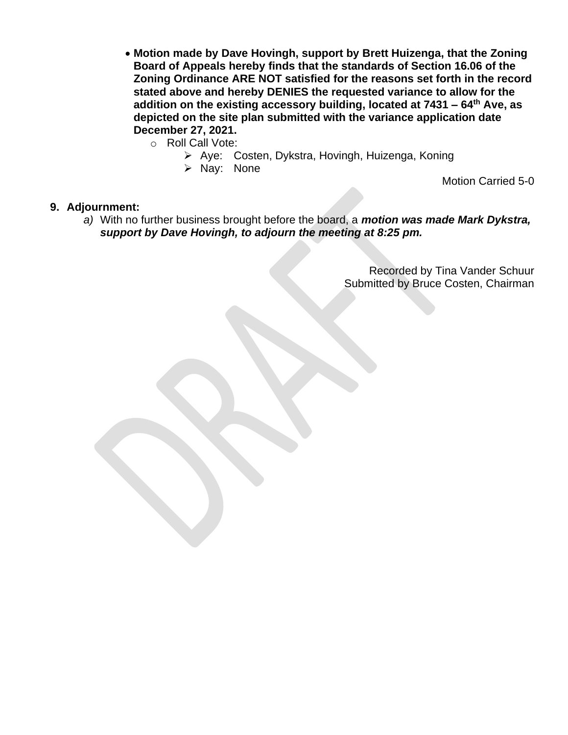- **Motion made by Dave Hovingh, support by Brett Huizenga, that the Zoning Board of Appeals hereby finds that the standards of Section 16.06 of the Zoning Ordinance ARE NOT satisfied for the reasons set forth in the record stated above and hereby DENIES the requested variance to allow for the addition on the existing accessory building, located at 7431 – 64th Ave, as depicted on the site plan submitted with the variance application date December 27, 2021.**
  - Roll Call Vote:
    - Aye: Costen, Dykstra, Hovingh, Huizenga, Koning
    - Nay: None

Motion Carried 5-0

**9. Adjournment:**

a) With no further business brought before the board, a ***motion was made Mark Dykstra, support by Dave Hovingh, to adjourn the meeting at 8:25 pm.***

Recorded by Tina Vander Schuur
Submitted by Bruce Costen, Chairman